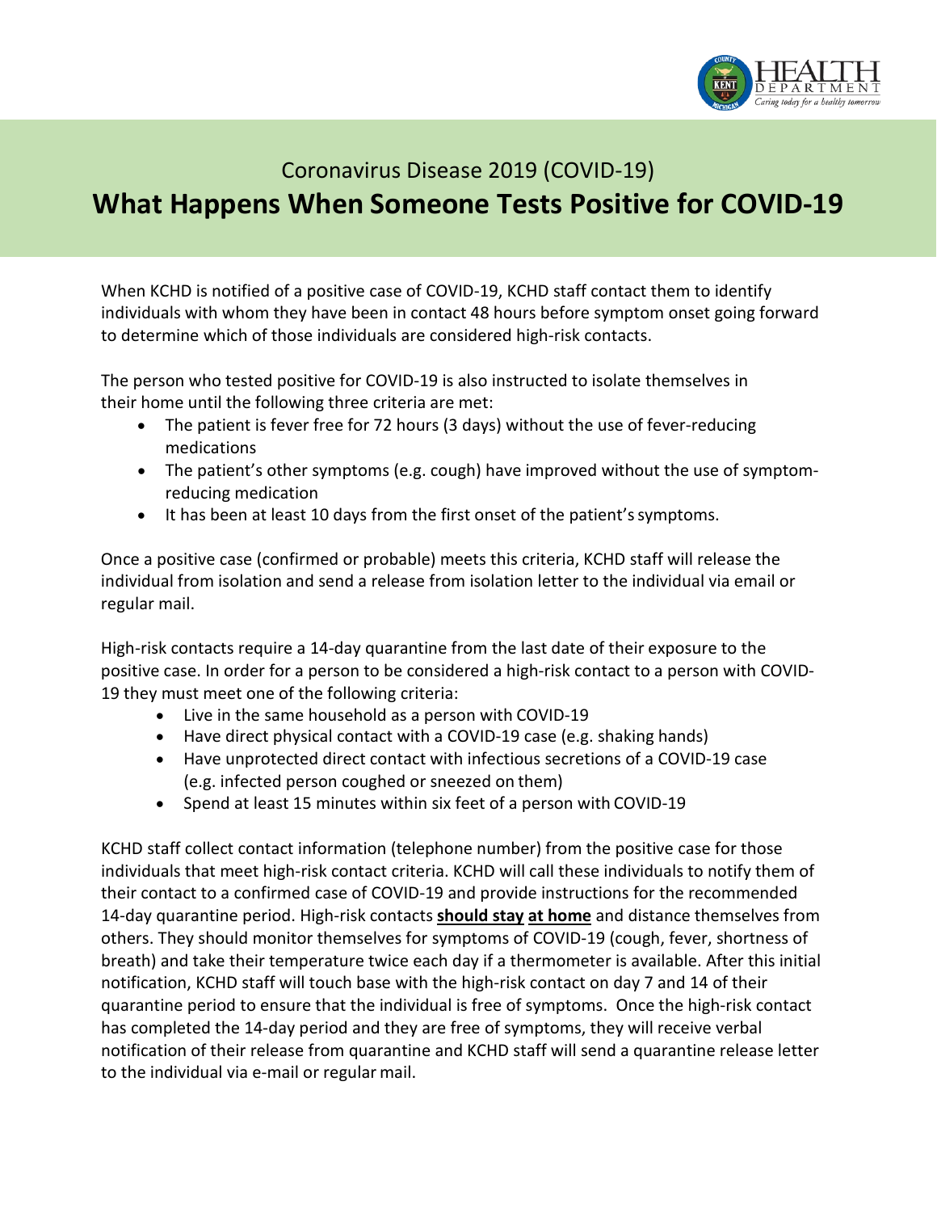Coronavirus Disease 2019 (COVID-19)

# What Happens When Someone Tests Positive for COVID-19

When KCHD is notified of a positive case of COVID-19, KCHD staff contact them to identify individuals with whom they have been in contact 48 hours before symptom onset going forward to determine which of those individuals are considered high-risk contacts.

The person who tested positive for COVID-19 is also instructed to isolate themselves in their home until the following three criteria are met:

- The patient is fever free for 72 hours (3 days) without the use of fever-reducing medications
- The patient's other symptoms (e.g. cough) have improved without the use of symptom-reducing medication
- It has been at least 10 days from the first onset of the patient's symptoms.

Once a positive case (confirmed or probable) meets this criteria, KCHD staff will release the individual from isolation and send a release from isolation letter to the individual via email or regular mail.

High-risk contacts require a 14-day quarantine from the last date of their exposure to the positive case. In order for a person to be considered a high-risk contact to a person with COVID-19 they must meet one of the following criteria:

- Live in the same household as a person with COVID-19
- Have direct physical contact with a COVID-19 case (e.g. shaking hands)
- Have unprotected direct contact with infectious secretions of a COVID-19 case (e.g. infected person coughed or sneezed on them)
- Spend at least 15 minutes within six feet of a person with COVID-19

KCHD staff collect contact information (telephone number) from the positive case for those individuals that meet high-risk contact criteria. KCHD will call these individuals to notify them of their contact to a confirmed case of COVID-19 and provide instructions for the recommended 14-day quarantine period. High-risk contacts **should stay at home** and distance themselves from others. They should monitor themselves for symptoms of COVID-19 (cough, fever, shortness of breath) and take their temperature twice each day if a thermometer is available. After this initial notification, KCHD staff will touch base with the high-risk contact on day 7 and 14 of their quarantine period to ensure that the individual is free of symptoms. Once the high-risk contact has completed the 14-day period and they are free of symptoms, they will receive verbal notification of their release from quarantine and KCHD staff will send a quarantine release letter to the individual via e-mail or regular mail.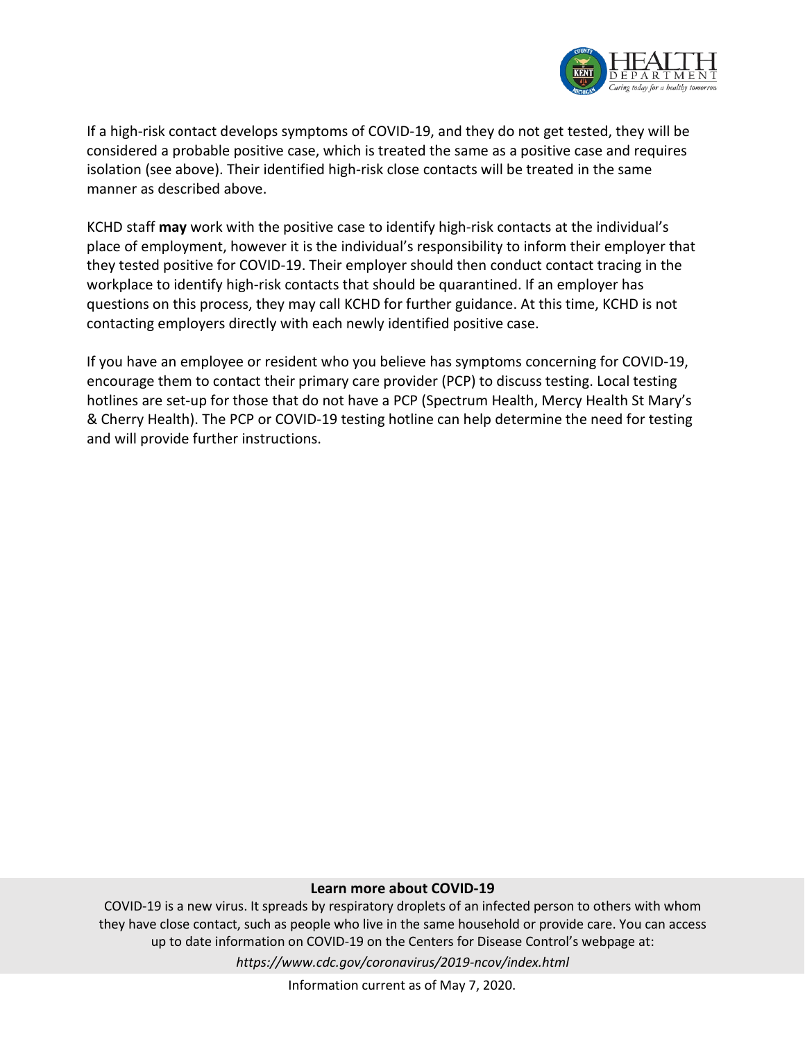If a high-risk contact develops symptoms of COVID-19, and they do not get tested, they will be considered a probable positive case, which is treated the same as a positive case and requires isolation (see above). Their identified high-risk close contacts will be treated in the same manner as described above.

KCHD staff **may** work with the positive case to identify high-risk contacts at the individual's place of employment, however it is the individual's responsibility to inform their employer that they tested positive for COVID-19. Their employer should then conduct contact tracing in the workplace to identify high-risk contacts that should be quarantined. If an employer has questions on this process, they may call KCHD for further guidance. At this time, KCHD is not contacting employers directly with each newly identified positive case.

If you have an employee or resident who you believe has symptoms concerning for COVID-19, encourage them to contact their primary care provider (PCP) to discuss testing. Local testing hotlines are set-up for those that do not have a PCP (Spectrum Health, Mercy Health St Mary's & Cherry Health). The PCP or COVID-19 testing hotline can help determine the need for testing and will provide further instructions.

**Learn more about COVID-19**

COVID-19 is a new virus. It spreads by respiratory droplets of an infected person to others with whom they have close contact, such as people who live in the same household or provide care. You can access up to date information on COVID-19 on the Centers for Disease Control's webpage at:

*https://www.cdc.gov/coronavirus/2019-ncov/index.html*

Information current as of May 7, 2020.